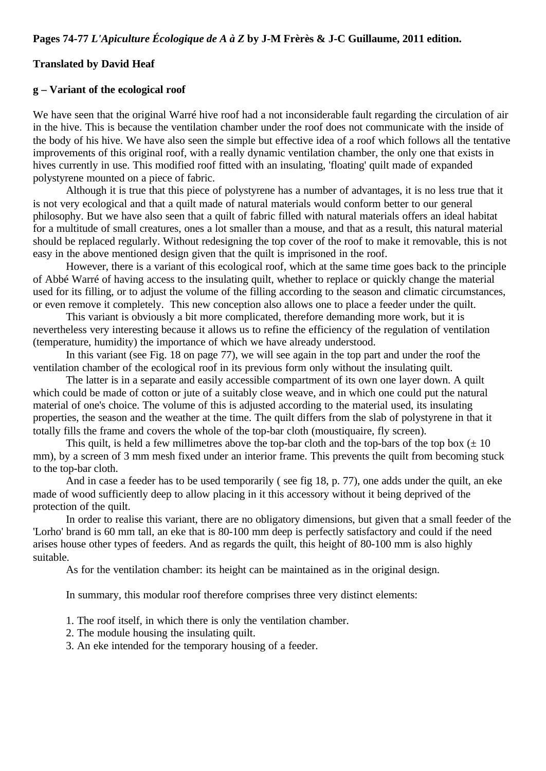**Pages 74-77 *L'Apiculture Écologique de A à Z* by J-M Frèrès & J-C Guillaume, 2011 edition.**

**Translated by David Heaf**

### g – Variant of the ecological roof

We have seen that the original Warré hive roof had a not inconsiderable fault regarding the circulation of air in the hive. This is because the ventilation chamber under the roof does not communicate with the inside of the body of his hive. We have also seen the simple but effective idea of a roof which follows all the tentative improvements of this original roof, with a really dynamic ventilation chamber, the only one that exists in hives currently in use. This modified roof fitted with an insulating, 'floating' quilt made of expanded polystyrene mounted on a piece of fabric.

Although it is true that this piece of polystyrene has a number of advantages, it is no less true that it is not very ecological and that a quilt made of natural materials would conform better to our general philosophy. But we have also seen that a quilt of fabric filled with natural materials offers an ideal habitat for a multitude of small creatures, ones a lot smaller than a mouse, and that as a result, this natural material should be replaced regularly. Without redesigning the top cover of the roof to make it removable, this is not easy in the above mentioned design given that the quilt is imprisoned in the roof.

However, there is a variant of this ecological roof, which at the same time goes back to the principle of Abbé Warré of having access to the insulating quilt, whether to replace or quickly change the material used for its filling, or to adjust the volume of the filling according to the season and climatic circumstances, or even remove it completely. This new conception also allows one to place a feeder under the quilt.

This variant is obviously a bit more complicated, therefore demanding more work, but it is nevertheless very interesting because it allows us to refine the efficiency of the regulation of ventilation (temperature, humidity) the importance of which we have already understood.

In this variant (see Fig. 18 on page 77), we will see again in the top part and under the roof the ventilation chamber of the ecological roof in its previous form only without the insulating quilt.

The latter is in a separate and easily accessible compartment of its own one layer down. A quilt which could be made of cotton or jute of a suitably close weave, and in which one could put the natural material of one's choice. The volume of this is adjusted according to the material used, its insulating properties, the season and the weather at the time. The quilt differs from the slab of polystyrene in that it totally fills the frame and covers the whole of the top-bar cloth (moustiquaire, fly screen).

This quilt, is held a few millimetres above the top-bar cloth and the top-bars of the top box (± 10 mm), by a screen of 3 mm mesh fixed under an interior frame. This prevents the quilt from becoming stuck to the top-bar cloth.

And in case a feeder has to be used temporarily ( see fig 18, p. 77), one adds under the quilt, an eke made of wood sufficiently deep to allow placing in it this accessory without it being deprived of the protection of the quilt.

In order to realise this variant, there are no obligatory dimensions, but given that a small feeder of the 'Lorho' brand is 60 mm tall, an eke that is 80-100 mm deep is perfectly satisfactory and could if the need arises house other types of feeders. And as regards the quilt, this height of 80-100 mm is also highly suitable.

As for the ventilation chamber: its height can be maintained as in the original design.

In summary, this modular roof therefore comprises three very distinct elements:

1. The roof itself, in which there is only the ventilation chamber.
2. The module housing the insulating quilt.
3. An eke intended for the temporary housing of a feeder.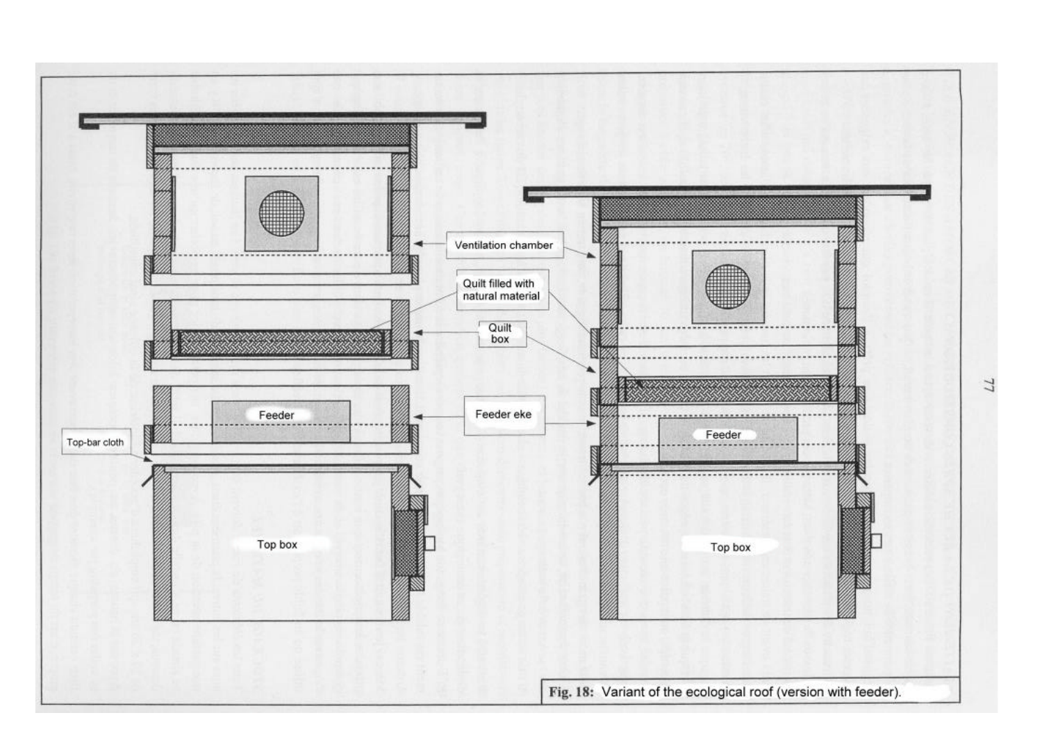Ventilation chamber

Quilt filled with natural material

Quilt box

Feeder

Feeder eke

Top-bar cloth

Top box

Feeder

Top box

**Fig. 18:** Variant of the ecological roof (version with feeder).